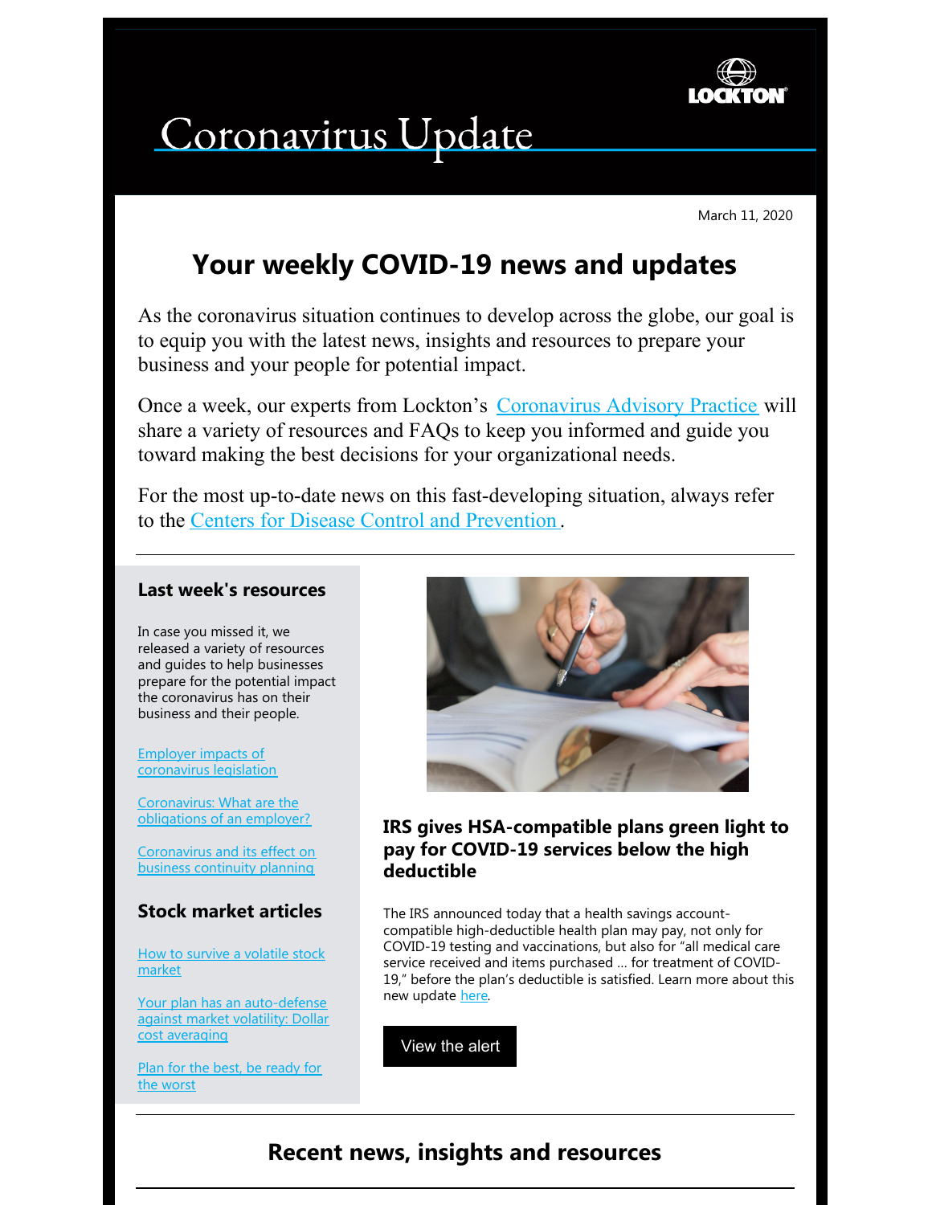# Coronavirus Update

March 11, 2020

## Your weekly COVID-19 news and updates

As the coronavirus situation continues to develop across the globe, our goal is to equip you with the latest news, insights and resources to prepare your business and your people for potential impact.

Once a week, our experts from Lockton's Coronavirus Advisory Practice will share a variety of resources and FAQs to keep you informed and guide you toward making the best decisions for your organizational needs.

For the most up-to-date news on this fast-developing situation, always refer to the Centers for Disease Control and Prevention.

---

### Last week's resources

In case you missed it, we released a variety of resources and guides to help businesses prepare for the potential impact the coronavirus has on their business and their people.

- Employer impacts of coronavirus legislation
- Coronavirus: What are the obligations of an employer?
- Coronavirus and its effect on business continuity planning

### Stock market articles

- How to survive a volatile stock market
- Your plan has an auto-defense against market volatility: Dollar cost averaging
- Plan for the best, be ready for the worst

### IRS gives HSA-compatible plans green light to pay for COVID-19 services below the high deductible

The IRS announced today that a health savings account-compatible high-deductible health plan may pay, not only for COVID-19 testing and vaccinations, but also for "all medical care service received and items purchased … for treatment of COVID-19," before the plan's deductible is satisfied. Learn more about this new update here.

View the alert

---

## Recent news, insights and resources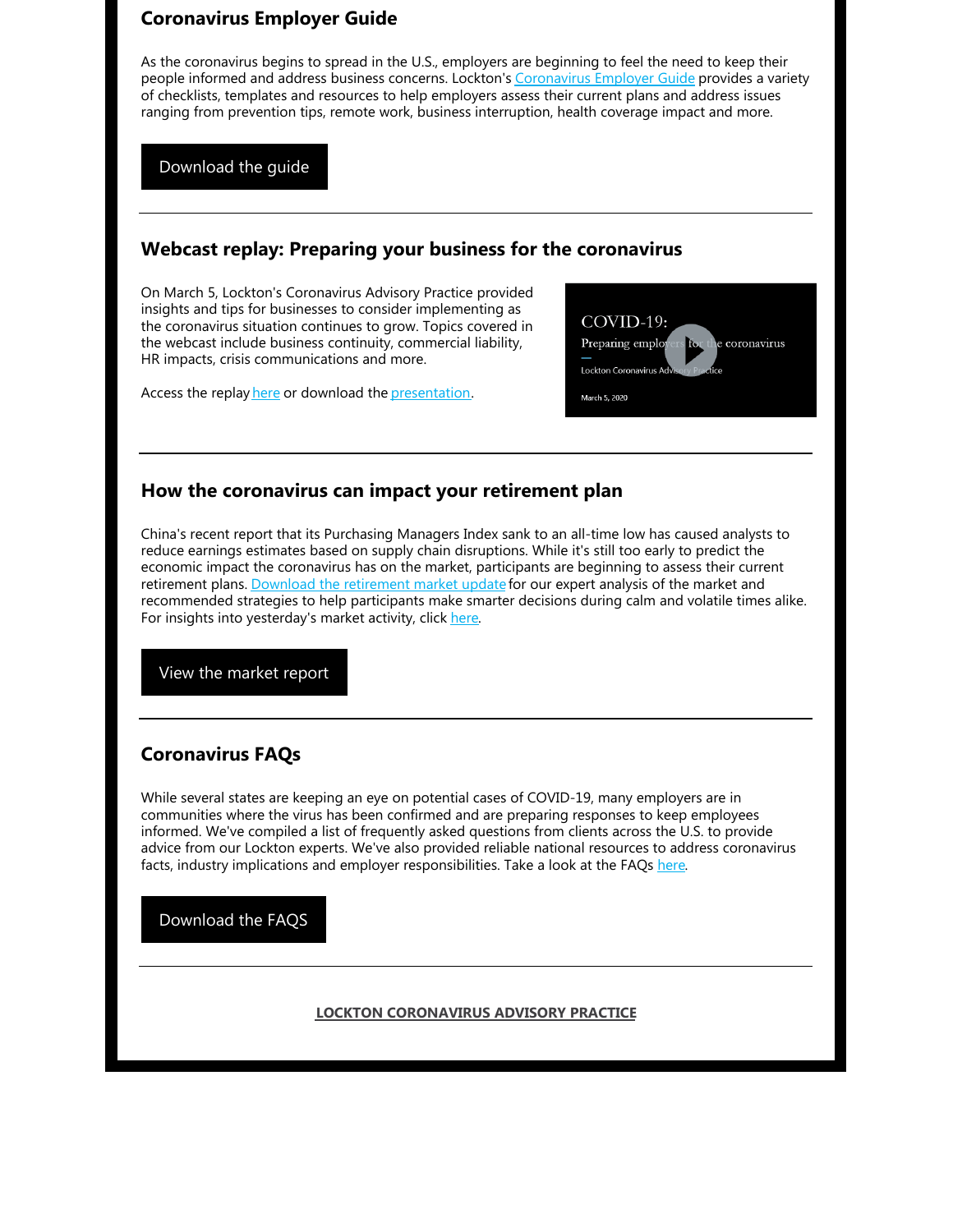## Coronavirus Employer Guide

As the coronavirus begins to spread in the U.S., employers are beginning to feel the need to keep their people informed and address business concerns. Lockton's Coronavirus Employer Guide provides a variety of checklists, templates and resources to help employers assess their current plans and address issues ranging from prevention tips, remote work, business interruption, health coverage impact and more.

Download the guide

---

## Webcast replay: Preparing your business for the coronavirus

On March 5, Lockton's Coronavirus Advisory Practice provided insights and tips for businesses to consider implementing as the coronavirus situation continues to grow. Topics covered in the webcast include business continuity, commercial liability, HR impacts, crisis communications and more.

Access the replay here or download the presentation.

COVID-19:
Preparing employers for the coronavirus
Lockton Coronavirus Advisory Practice
March 5, 2020

---

## How the coronavirus can impact your retirement plan

China's recent report that its Purchasing Managers Index sank to an all-time low has caused analysts to reduce earnings estimates based on supply chain disruptions. While it's still too early to predict the economic impact the coronavirus has on the market, participants are beginning to assess their current retirement plans. Download the retirement market update for our expert analysis of the market and recommended strategies to help participants make smarter decisions during calm and volatile times alike. For insights into yesterday's market activity, click here.

View the market report

---

## Coronavirus FAQs

While several states are keeping an eye on potential cases of COVID-19, many employers are in communities where the virus has been confirmed and are preparing responses to keep employees informed. We've compiled a list of frequently asked questions from clients across the U.S. to provide advice from our Lockton experts. We've also provided reliable national resources to address coronavirus facts, industry implications and employer responsibilities. Take a look at the FAQs here.

Download the FAQS

---

**LOCKTON CORONAVIRUS ADVISORY PRACTICE**